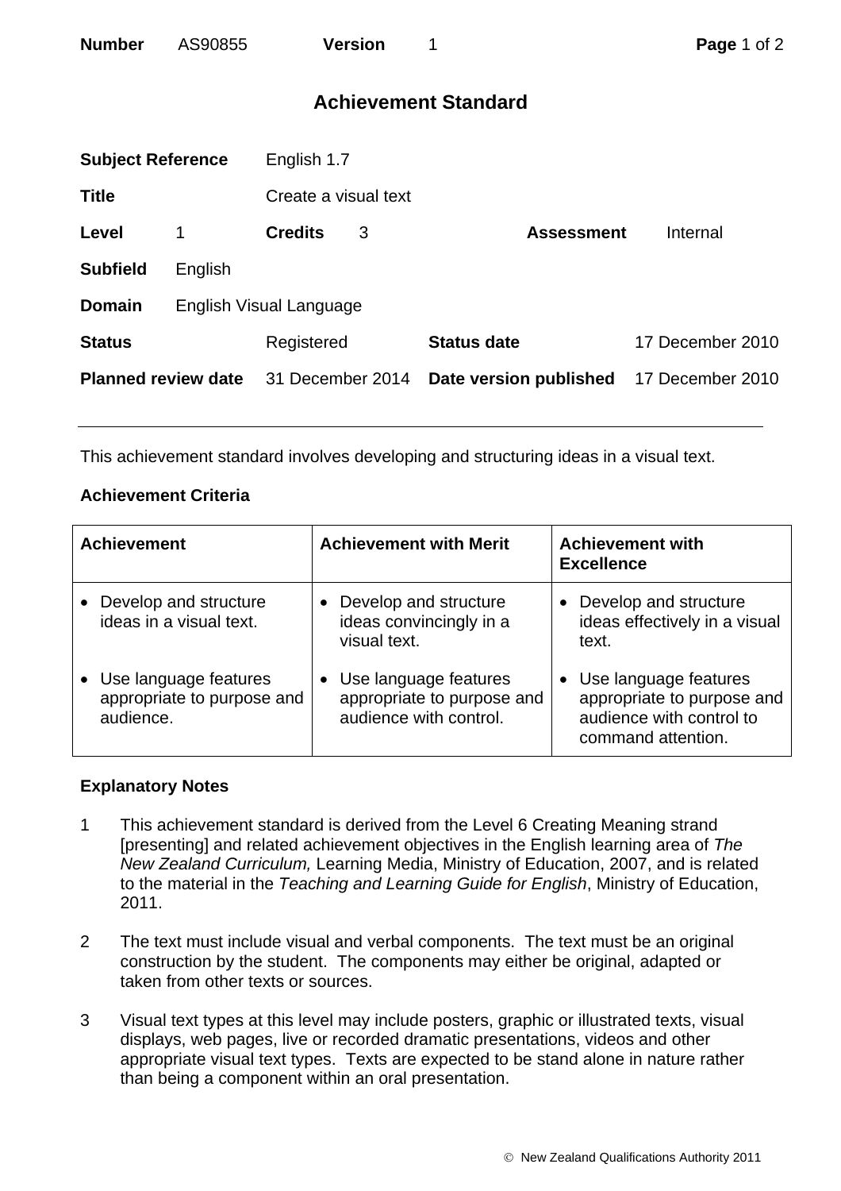**Number** AS90855 **Version** 1

# Achievement Standard

| | | | | | |
|---|---|---|---|---|---|
| **Subject Reference** | English 1.7 | | | | |
| **Title** | Create a visual text | | | | |
| **Level** | 1 | **Credits** | 3 | **Assessment** | Internal |
| **Subfield** | English | | | | |
| **Domain** | English Visual Language | | | | |
| **Status** | Registered | **Status date** | 17 December 2010 | | |
| **Planned review date** | 31 December 2014 | **Date version published** | 17 December 2010 | | |

This achievement standard involves developing and structuring ideas in a visual text.

## Achievement Criteria

| Achievement | Achievement with Merit | Achievement with Excellence |
|---|---|---|
| • Develop and structure ideas in a visual text. | • Develop and structure ideas convincingly in a visual text. | • Develop and structure ideas effectively in a visual text. |
| • Use language features appropriate to purpose and audience. | • Use language features appropriate to purpose and audience with control. | • Use language features appropriate to purpose and audience with control to command attention. |

## Explanatory Notes

1 This achievement standard is derived from the Level 6 Creating Meaning strand [presenting] and related achievement objectives in the English learning area of *The New Zealand Curriculum,* Learning Media, Ministry of Education, 2007, and is related to the material in the *Teaching and Learning Guide for English*, Ministry of Education, 2011.

2 The text must include visual and verbal components. The text must be an original construction by the student. The components may either be original, adapted or taken from other texts or sources.

3 Visual text types at this level may include posters, graphic or illustrated texts, visual displays, web pages, live or recorded dramatic presentations, videos and other appropriate visual text types. Texts are expected to be stand alone in nature rather than being a component within an oral presentation.

© New Zealand Qualifications Authority 2011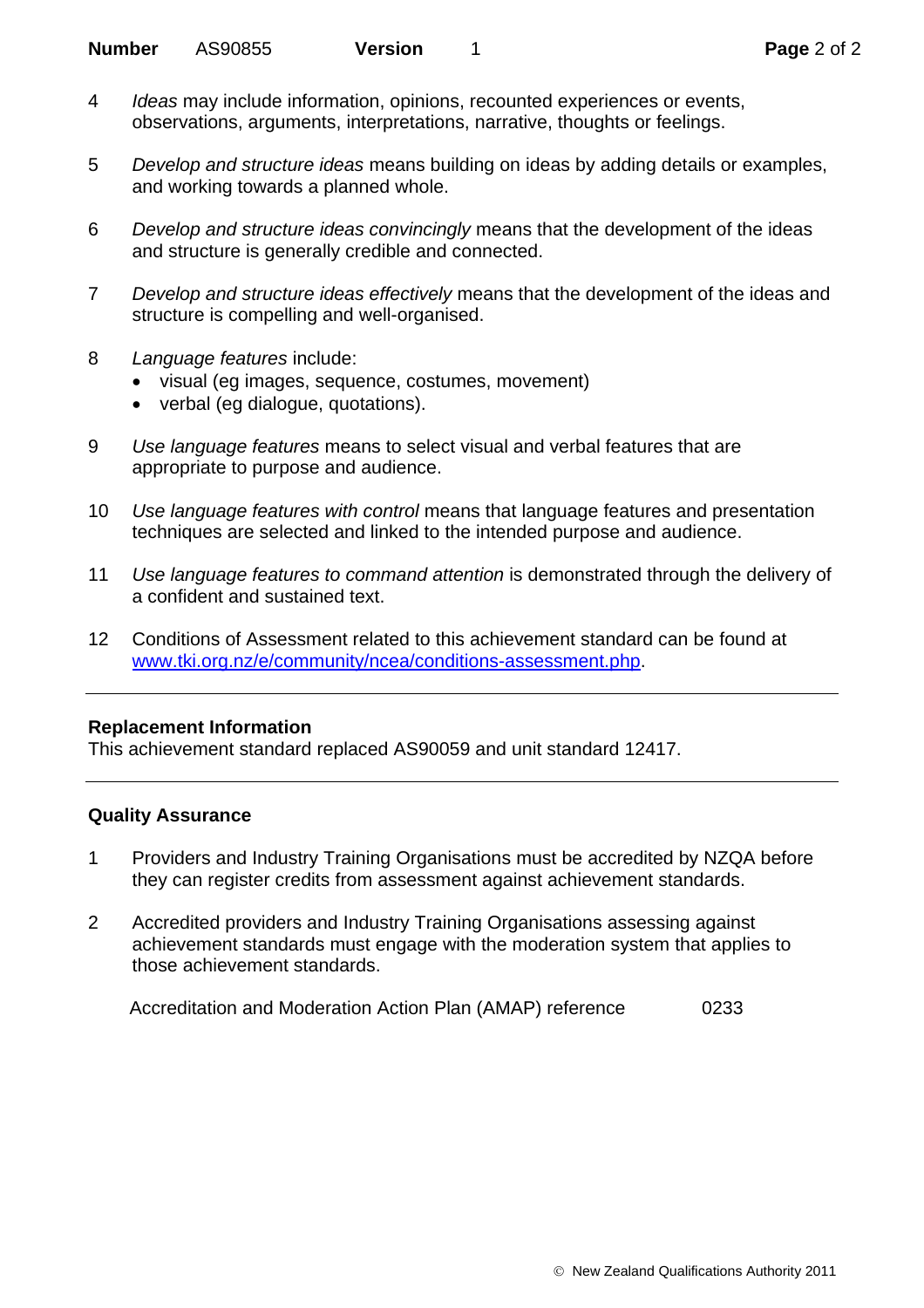4. *Ideas* may include information, opinions, recounted experiences or events, observations, arguments, interpretations, narrative, thoughts or feelings.

5. *Develop and structure ideas* means building on ideas by adding details or examples, and working towards a planned whole.

6. *Develop and structure ideas convincingly* means that the development of the ideas and structure is generally credible and connected.

7. *Develop and structure ideas effectively* means that the development of the ideas and structure is compelling and well-organised.

8. *Language features* include:
   - visual (eg images, sequence, costumes, movement)
   - verbal (eg dialogue, quotations).

9. *Use language features* means to select visual and verbal features that are appropriate to purpose and audience.

10. *Use language features with control* means that language features and presentation techniques are selected and linked to the intended purpose and audience.

11. *Use language features to command attention* is demonstrated through the delivery of a confident and sustained text.

12. Conditions of Assessment related to this achievement standard can be found at www.tki.org.nz/e/community/ncea/conditions-assessment.php.

---

**Replacement Information**

This achievement standard replaced AS90059 and unit standard 12417.

---

**Quality Assurance**

1. Providers and Industry Training Organisations must be accredited by NZQA before they can register credits from assessment against achievement standards.

2. Accredited providers and Industry Training Organisations assessing against achievement standards must engage with the moderation system that applies to those achievement standards.

Accreditation and Moderation Action Plan (AMAP) reference 0233